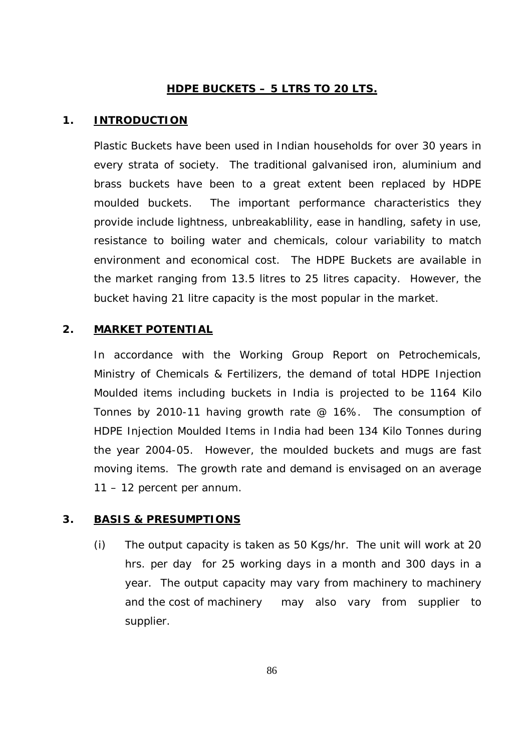# HDPE BUCKETS – 5 LTRS TO 20 LTS.

## 1. INTRODUCTION

Plastic Buckets have been used in Indian households for over 30 years in every strata of society. The traditional galvanised iron, aluminium and brass buckets have been to a great extent been replaced by HDPE moulded buckets. The important performance characteristics they provide include lightness, unbreakablility, ease in handling, safety in use, resistance to boiling water and chemicals, colour variability to match environment and economical cost. The HDPE Buckets are available in the market ranging from 13.5 litres to 25 litres capacity. However, the bucket having 21 litre capacity is the most popular in the market.

## 2. MARKET POTENTIAL

In accordance with the Working Group Report on Petrochemicals, Ministry of Chemicals & Fertilizers, the demand of total HDPE Injection Moulded items including buckets in India is projected to be 1164 Kilo Tonnes by 2010-11 having growth rate @ 16%. The consumption of HDPE Injection Moulded Items in India had been 134 Kilo Tonnes during the year 2004-05. However, the moulded buckets and mugs are fast moving items. The growth rate and demand is envisaged on an average 11 – 12 percent per annum.

## 3. BASIS & PRESUMPTIONS

(i) The output capacity is taken as 50 Kgs/hr. The unit will work at 20 hrs. per day for 25 working days in a month and 300 days in a year. The output capacity may vary from machinery to machinery and the cost of machinery may also vary from supplier to supplier.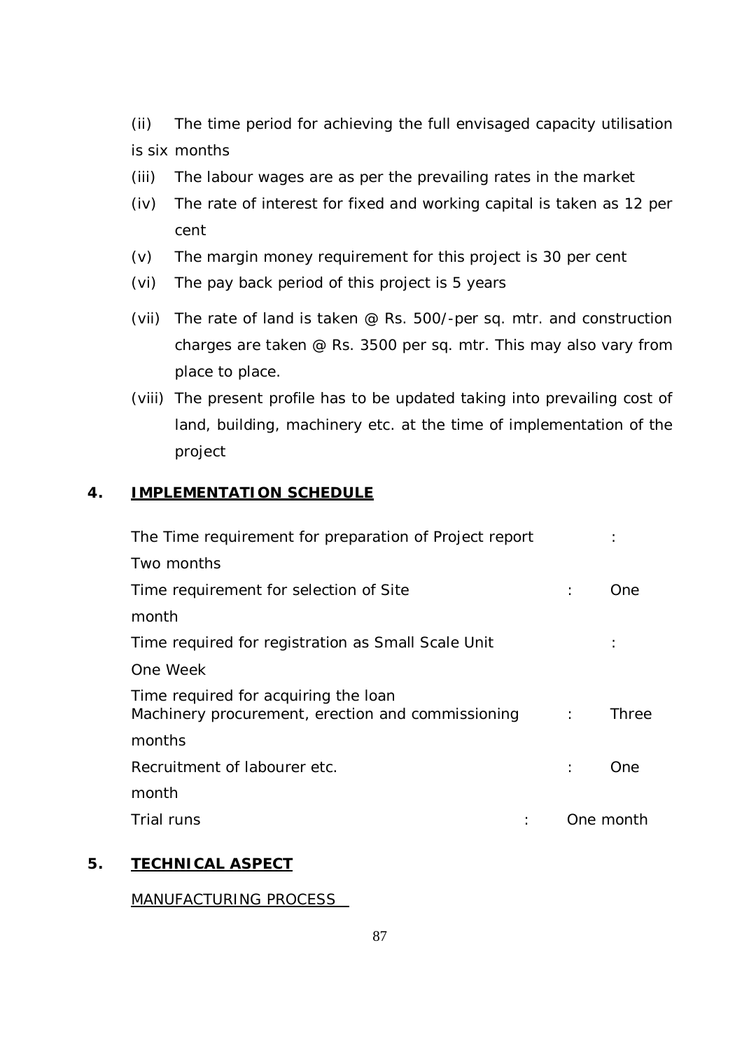(ii) The time period for achieving the full envisaged capacity utilisation is six months

(iii) The labour wages are as per the prevailing rates in the market

(iv) The rate of interest for fixed and working capital is taken as 12 per cent

(v) The margin money requirement for this project is 30 per cent

(vi) The pay back period of this project is 5 years

(vii) The rate of land is taken @ Rs. 500/-per sq. mtr. and construction charges are taken @ Rs. 3500 per sq. mtr. This may also vary from place to place.

(viii) The present profile has to be updated taking into prevailing cost of land, building, machinery etc. at the time of implementation of the project

## 4. IMPLEMENTATION SCHEDULE

| | | |
|---|---|---|
| The Time requirement for preparation of Project report | : | Two months |
| Time requirement for selection of Site | : | One month |
| Time required for registration as Small Scale Unit | : | One Week |
| Time required for acquiring the loan<br>Machinery procurement, erection and commissioning | : | Three months |
| Recruitment of labourer etc. | : | One month |
| Trial runs | : | One month |

## 5. TECHNICAL ASPECT

MANUFACTURING PROCESS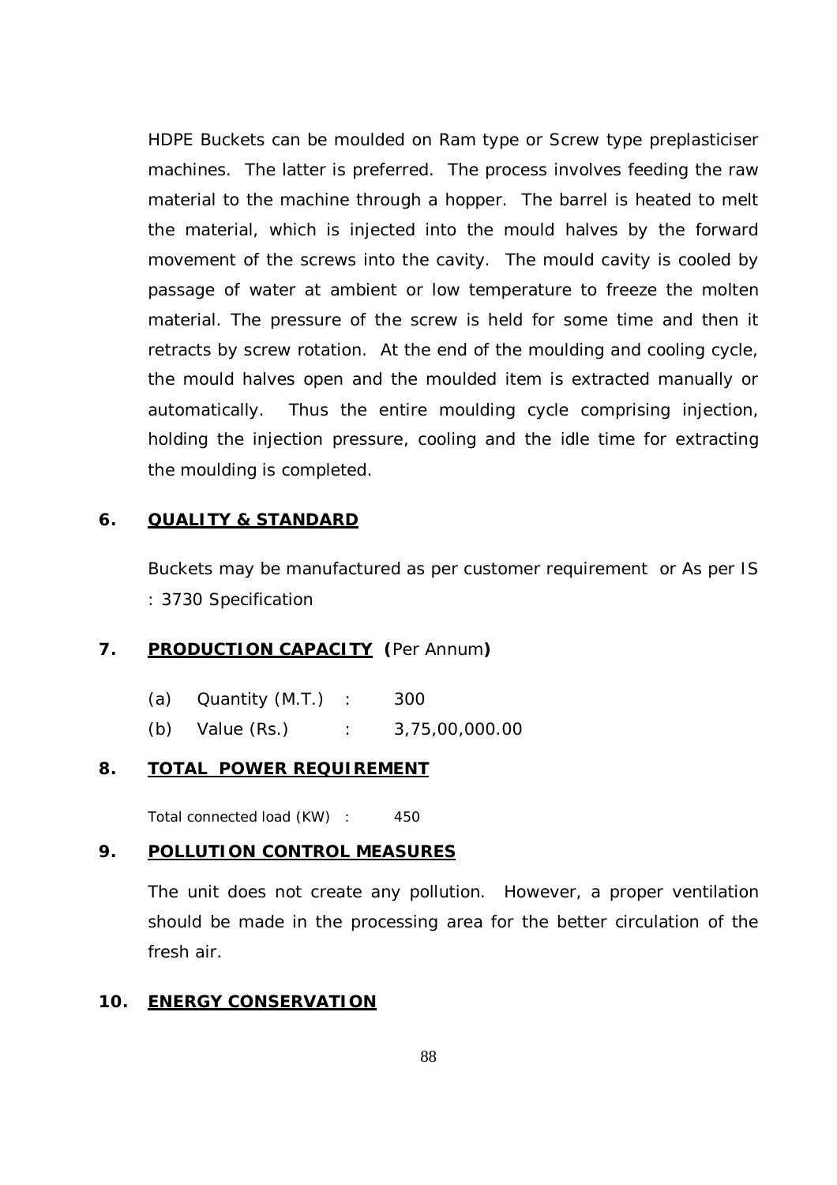HDPE Buckets can be moulded on Ram type or Screw type preplasticiser machines. The latter is preferred. The process involves feeding the raw material to the machine through a hopper. The barrel is heated to melt the material, which is injected into the mould halves by the forward movement of the screws into the cavity. The mould cavity is cooled by passage of water at ambient or low temperature to freeze the molten material. The pressure of the screw is held for some time and then it retracts by screw rotation. At the end of the moulding and cooling cycle, the mould halves open and the moulded item is extracted manually or automatically. Thus the entire moulding cycle comprising injection, holding the injection pressure, cooling and the idle time for extracting the moulding is completed.

## 6. QUALITY & STANDARD

Buckets may be manufactured as per customer requirement or As per IS : 3730 Specification

## 7. PRODUCTION CAPACITY (Per Annum)

(a) Quantity (M.T.) : 300

(b) Value (Rs.) : 3,75,00,000.00

## 8. TOTAL POWER REQUIREMENT

Total connected load (KW) : 450

## 9. POLLUTION CONTROL MEASURES

The unit does not create any pollution. However, a proper ventilation should be made in the processing area for the better circulation of the fresh air.

## 10. ENERGY CONSERVATION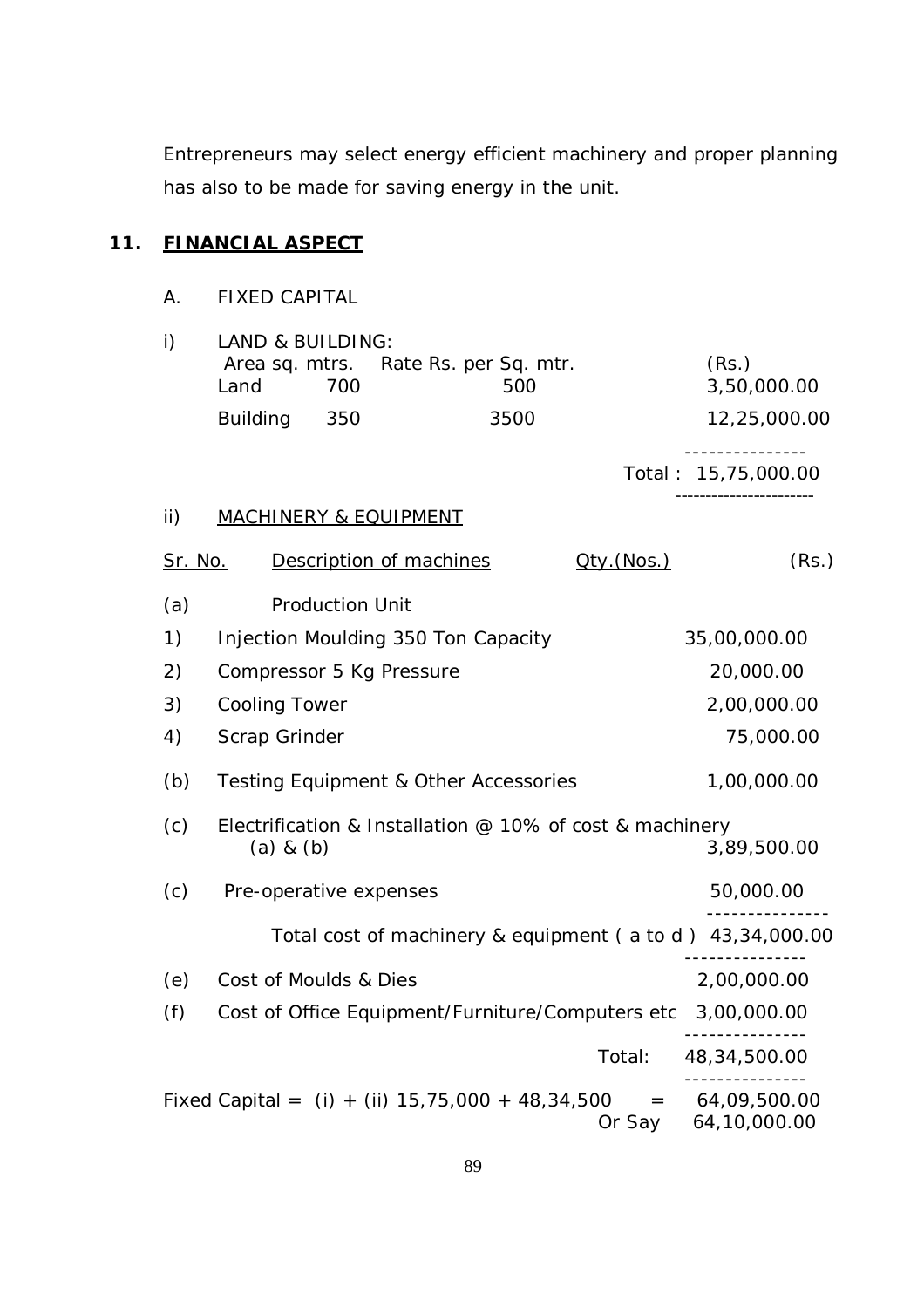Entrepreneurs may select energy efficient machinery and proper planning has also to be made for saving energy in the unit.

## 11. FINANCIAL ASPECT

A. FIXED CAPITAL

i) LAND & BUILDING:

| | Area sq. mtrs. | Rate Rs. per Sq. mtr. | (Rs.) |
|---|---|---|---|
| Land | 700 | 500 | 3,50,000.00 |
| Building | 350 | 3500 | 12,25,000.00 |
| | | Total : | 15,75,000.00 |

ii) MACHINERY & EQUIPMENT

| Sr. No. | Description of machines | Qty.(Nos.) | (Rs.) |
|---|---|---|---|
| (a) | Production Unit | | |
| 1) | Injection Moulding 350 Ton Capacity | | 35,00,000.00 |
| 2) | Compressor 5 Kg Pressure | | 20,000.00 |
| 3) | Cooling Tower | | 2,00,000.00 |
| 4) | Scrap Grinder | | 75,000.00 |
| (b) | Testing Equipment & Other Accessories | | 1,00,000.00 |
| (c) | Electrification & Installation @ 10% of cost & machinery (a) & (b) | | 3,89,500.00 |
| (c) | Pre-operative expenses | | 50,000.00 |
| | Total cost of machinery & equipment ( a to d ) | | 43,34,000.00 |
| (e) | Cost of Moulds & Dies | | 2,00,000.00 |
| (f) | Cost of Office Equipment/Furniture/Computers etc | | 3,00,000.00 |
| | | Total: | 48,34,500.00 |

Fixed Capital = (i) + (ii) 15,75,000 + 48,34,500 = 64,09,500.00

Or Say 64,10,000.00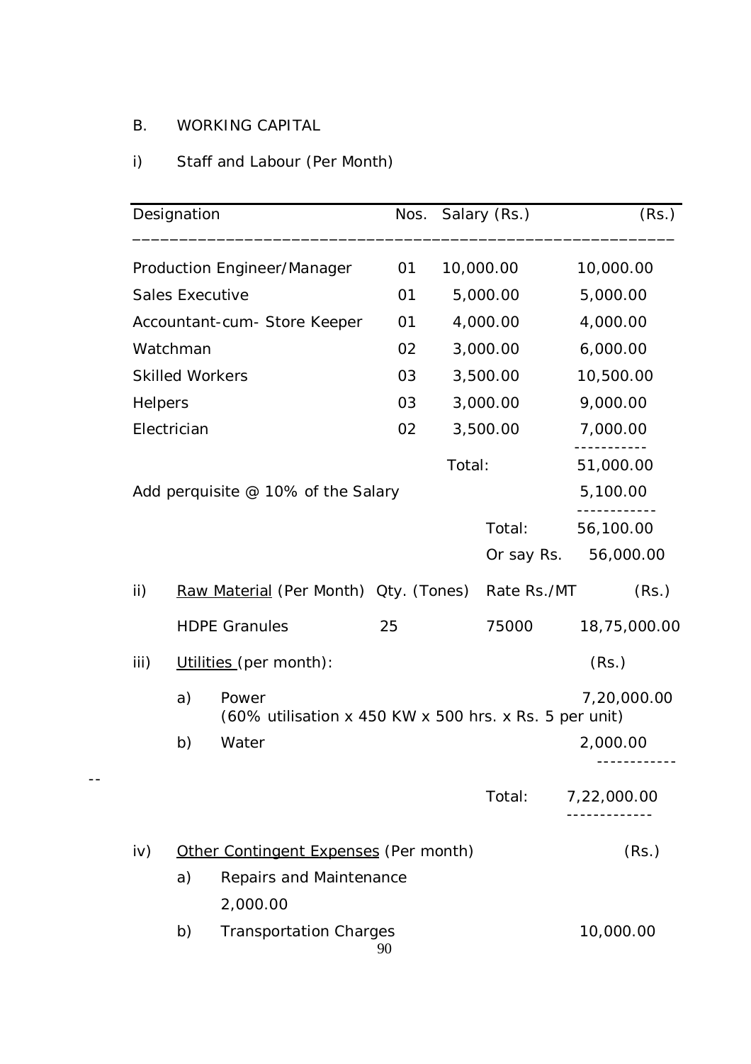B. WORKING CAPITAL

i) Staff and Labour (Per Month)

| Designation | Nos. | Salary (Rs.) | (Rs.) |
|---|---|---|---|
| Production Engineer/Manager | 01 | 10,000.00 | 10,000.00 |
| Sales Executive | 01 | 5,000.00 | 5,000.00 |
| Accountant-cum- Store Keeper | 01 | 4,000.00 | 4,000.00 |
| Watchman | 02 | 3,000.00 | 6,000.00 |
| Skilled Workers | 03 | 3,500.00 | 10,500.00 |
| Helpers | 03 | 3,000.00 | 9,000.00 |
| Electrician | 02 | 3,500.00 | 7,000.00 |
| | | Total: | 51,000.00 |
| Add perquisite @ 10% of the Salary | | | 5,100.00 |
| | | Total: | 56,100.00 |
| | | Or say Rs. | 56,000.00 |

ii) Raw Material (Per Month)

| Raw Material (Per Month) | Qty. (Tones) | Rate Rs./MT | (Rs.) |
|---|---|---|---|
| HDPE Granules | 25 | 75000 | 18,75,000.00 |

iii) Utilities (per month):

| | (Rs.) |
|---|---|
| a) Power (60% utilisation x 450 KW x 500 hrs. x Rs. 5 per unit) | 7,20,000.00 |
| b) Water | 2,000.00 |
| Total: | 7,22,000.00 |

iv) Other Contingent Expenses (Per month)

| | (Rs.) |
|---|---|
| a) Repairs and Maintenance | 2,000.00 |
| b) Transportation Charges | 10,000.00 |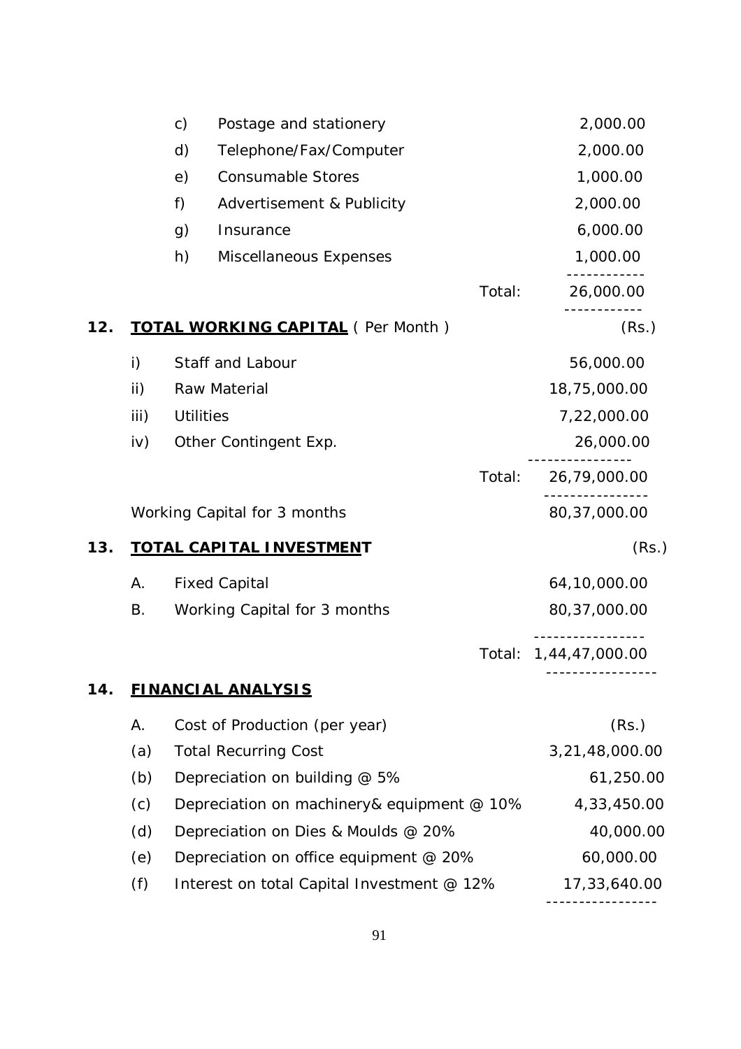| | | |
|---|---|---|
| c) | Postage and stationery | 2,000.00 |
| d) | Telephone/Fax/Computer | 2,000.00 |
| e) | Consumable Stores | 1,000.00 |
| f) | Advertisement & Publicity | 2,000.00 |
| g) | Insurance | 6,000.00 |
| h) | Miscellaneous Expenses | 1,000.00 |
| | Total: | 26,000.00 |

## 12. TOTAL WORKING CAPITAL ( Per Month )

| | | (Rs.) |
|---|---|---|
| i) | Staff and Labour | 56,000.00 |
| ii) | Raw Material | 18,75,000.00 |
| iii) | Utilities | 7,22,000.00 |
| iv) | Other Contingent Exp. | 26,000.00 |
| | Total: | 26,79,000.00 |
| | Working Capital for 3 months | 80,37,000.00 |

## 13. TOTAL CAPITAL INVESTMENT

| | | (Rs.) |
|---|---|---|
| A. | Fixed Capital | 64,10,000.00 |
| B. | Working Capital for 3 months | 80,37,000.00 |
| | Total: | 1,44,47,000.00 |

## 14. FINANCIAL ANALYSIS

| | | |
|---|---|---|
| A. | Cost of Production (per year) | (Rs.) |
| (a) | Total Recurring Cost | 3,21,48,000.00 |
| (b) | Depreciation on building @ 5% | 61,250.00 |
| (c) | Depreciation on machinery& equipment @ 10% | 4,33,450.00 |
| (d) | Depreciation on Dies & Moulds @ 20% | 40,000.00 |
| (e) | Depreciation on office equipment @ 20% | 60,000.00 |
| (f) | Interest on total Capital Investment @ 12% | 17,33,640.00 |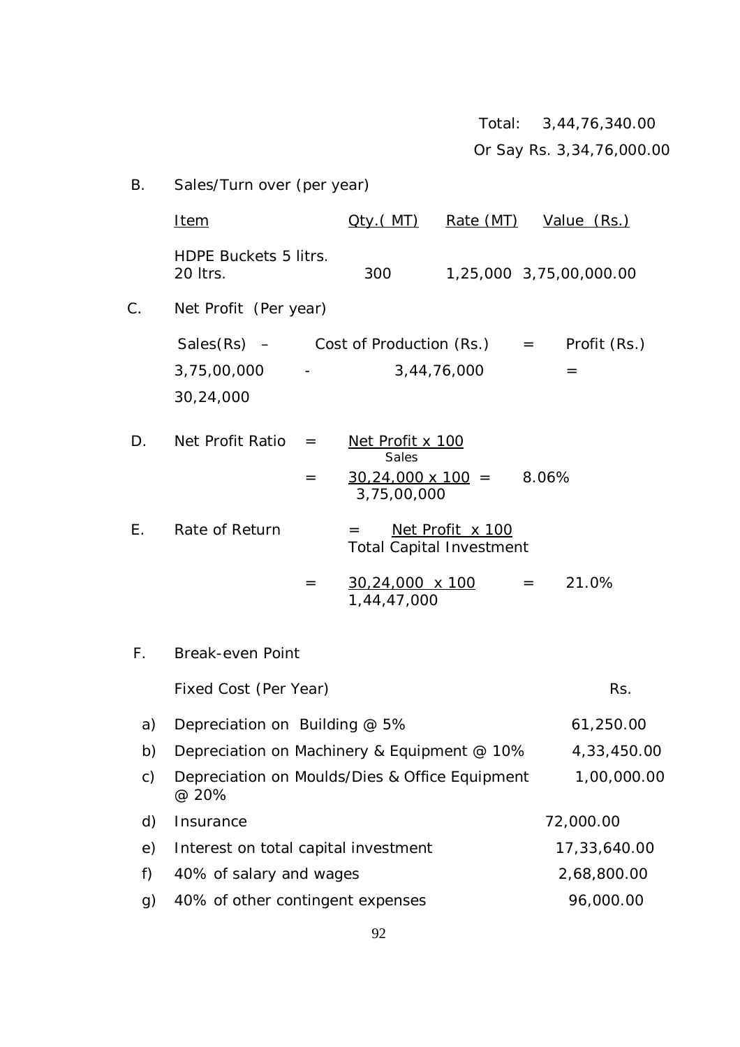Total: 3,44,76,340.00

Or Say Rs. 3,34,76,000.00

B. Sales/Turn over (per year)

| Item | Qty.( MT) | Rate (MT) | Value (Rs.) |
|---|---|---|---|
| HDPE Buckets 5 litrs. 20 ltrs. | 300 | 1,25,000 | 3,75,00,000.00 |

C. Net Profit (Per year)

Sales(Rs) – Cost of Production (Rs.) = Profit (Rs.)

3,75,00,000 - 3,44,76,000 = 30,24,000

D. Net Profit Ratio $= \frac{\text{Net Profit} \times 100}{\text{Sales}}$

$= \frac{30,24,000 \times 100}{3,75,00,000} =$ 8.06%

E. Rate of Return $= \frac{\text{Net Profit} \times 100}{\text{Total Capital Investment}}$

$= \frac{30,24,000 \times 100}{1,44,47,000} =$ 21.0%

F. Break-even Point

| | Fixed Cost (Per Year) | Rs. |
|---|---|---|
| a) | Depreciation on Building @ 5% | 61,250.00 |
| b) | Depreciation on Machinery & Equipment @ 10% | 4,33,450.00 |
| c) | Depreciation on Moulds/Dies & Office Equipment @ 20% | 1,00,000.00 |
| d) | Insurance | 72,000.00 |
| e) | Interest on total capital investment | 17,33,640.00 |
| f) | 40% of salary and wages | 2,68,800.00 |
| g) | 40% of other contingent expenses | 96,000.00 |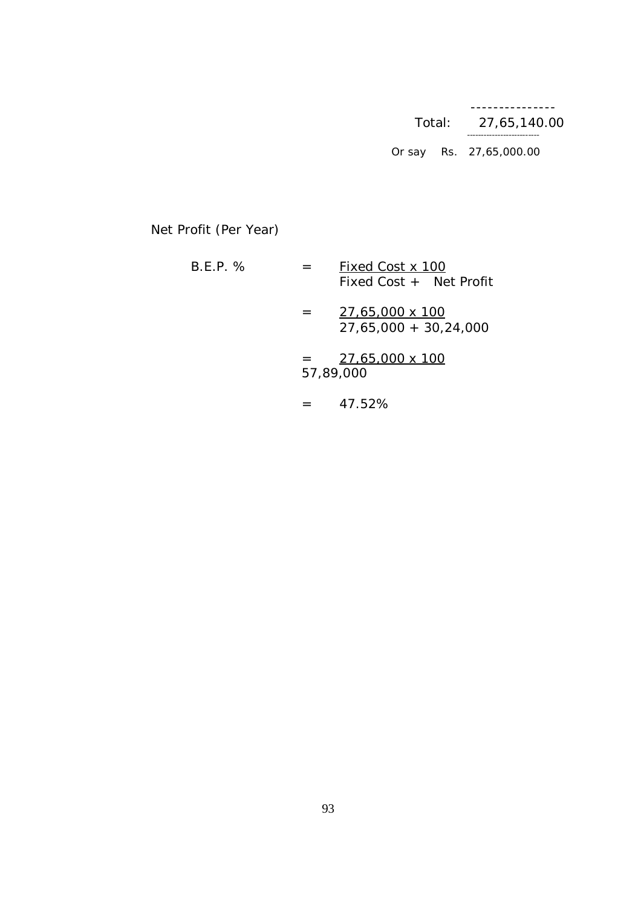---------------

Total: 27,65,140.00

---------------

Or say Rs. 27,65,000.00

Net Profit (Per Year)

$$\text{B.E.P. \%} = \frac{\text{Fixed Cost} \times 100}{\text{Fixed Cost} + \text{Net Profit}}$$

$$= \frac{27{,}65{,}000 \times 100}{27{,}65{,}000 + 30{,}24{,}000}$$

$$= \frac{27{,}65{,}000 \times 100}{57{,}89{,}000}$$

$$= 47.52\%$$